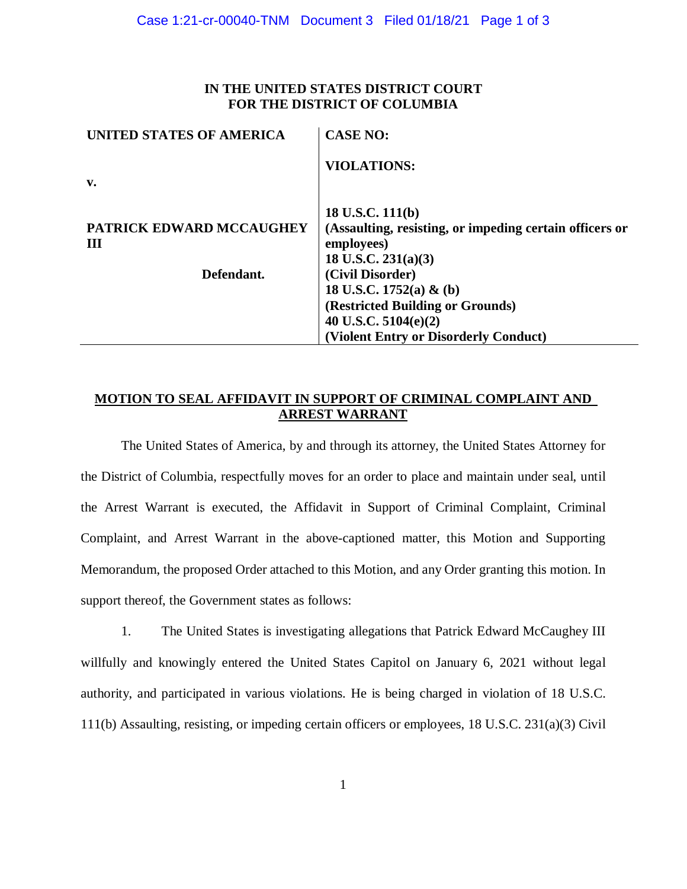**IN THE UNITED STATES DISTRICT COURT**
**FOR THE DISTRICT OF COLUMBIA**

| | |
|---|---|
| **UNITED STATES OF AMERICA** | **CASE NO:** |
| **v.** | **VIOLATIONS:** |
| **PATRICK EDWARD MCCAUGHEY III** | **18 U.S.C. 111(b)** **(Assaulting, resisting, or impeding certain officers or employees)** **18 U.S.C. 231(a)(3)** **(Civil Disorder)** **18 U.S.C. 1752(a) & (b)** **(Restricted Building or Grounds)** **40 U.S.C. 5104(e)(2)** **(Violent Entry or Disorderly Conduct)** |
| **Defendant.** | |

**MOTION TO SEAL AFFIDAVIT IN SUPPORT OF CRIMINAL COMPLAINT AND ARREST WARRANT**

The United States of America, by and through its attorney, the United States Attorney for the District of Columbia, respectfully moves for an order to place and maintain under seal, until the Arrest Warrant is executed, the Affidavit in Support of Criminal Complaint, Criminal Complaint, and Arrest Warrant in the above-captioned matter, this Motion and Supporting Memorandum, the proposed Order attached to this Motion, and any Order granting this motion. In support thereof, the Government states as follows:

1. The United States is investigating allegations that Patrick Edward McCaughey III willfully and knowingly entered the United States Capitol on January 6, 2021 without legal authority, and participated in various violations. He is being charged in violation of 18 U.S.C. 111(b) Assaulting, resisting, or impeding certain officers or employees, 18 U.S.C. 231(a)(3) Civil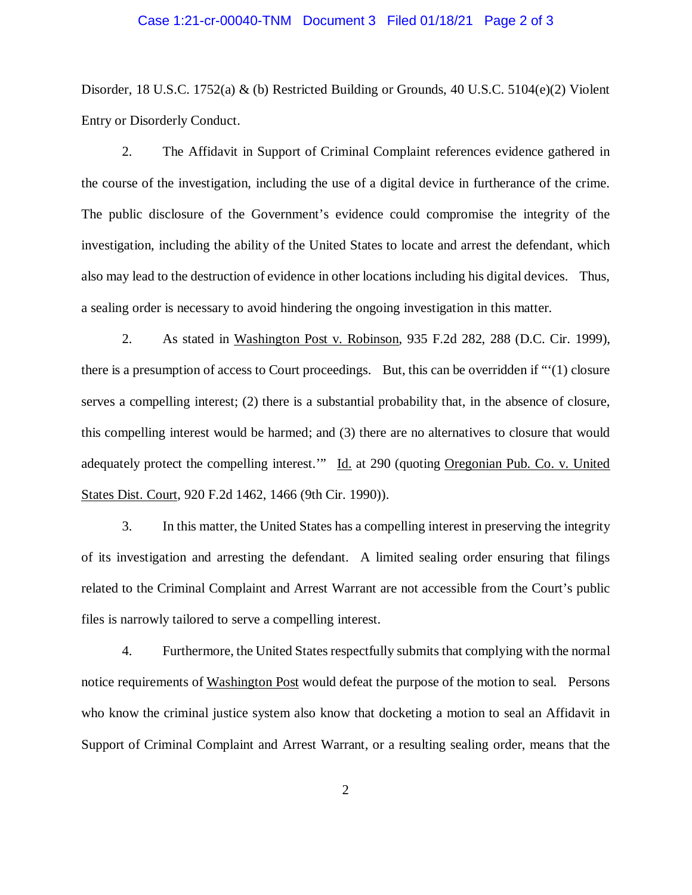Disorder, 18 U.S.C. 1752(a) & (b) Restricted Building or Grounds, 40 U.S.C. 5104(e)(2) Violent Entry or Disorderly Conduct.

2. The Affidavit in Support of Criminal Complaint references evidence gathered in the course of the investigation, including the use of a digital device in furtherance of the crime. The public disclosure of the Government's evidence could compromise the integrity of the investigation, including the ability of the United States to locate and arrest the defendant, which also may lead to the destruction of evidence in other locations including his digital devices. Thus, a sealing order is necessary to avoid hindering the ongoing investigation in this matter.

2. As stated in Washington Post v. Robinson, 935 F.2d 282, 288 (D.C. Cir. 1999), there is a presumption of access to Court proceedings. But, this can be overridden if "'(1) closure serves a compelling interest; (2) there is a substantial probability that, in the absence of closure, this compelling interest would be harmed; and (3) there are no alternatives to closure that would adequately protect the compelling interest.'" Id. at 290 (quoting Oregonian Pub. Co. v. United States Dist. Court, 920 F.2d 1462, 1466 (9th Cir. 1990)).

3. In this matter, the United States has a compelling interest in preserving the integrity of its investigation and arresting the defendant. A limited sealing order ensuring that filings related to the Criminal Complaint and Arrest Warrant are not accessible from the Court's public files is narrowly tailored to serve a compelling interest.

4. Furthermore, the United States respectfully submits that complying with the normal notice requirements of Washington Post would defeat the purpose of the motion to seal. Persons who know the criminal justice system also know that docketing a motion to seal an Affidavit in Support of Criminal Complaint and Arrest Warrant, or a resulting sealing order, means that the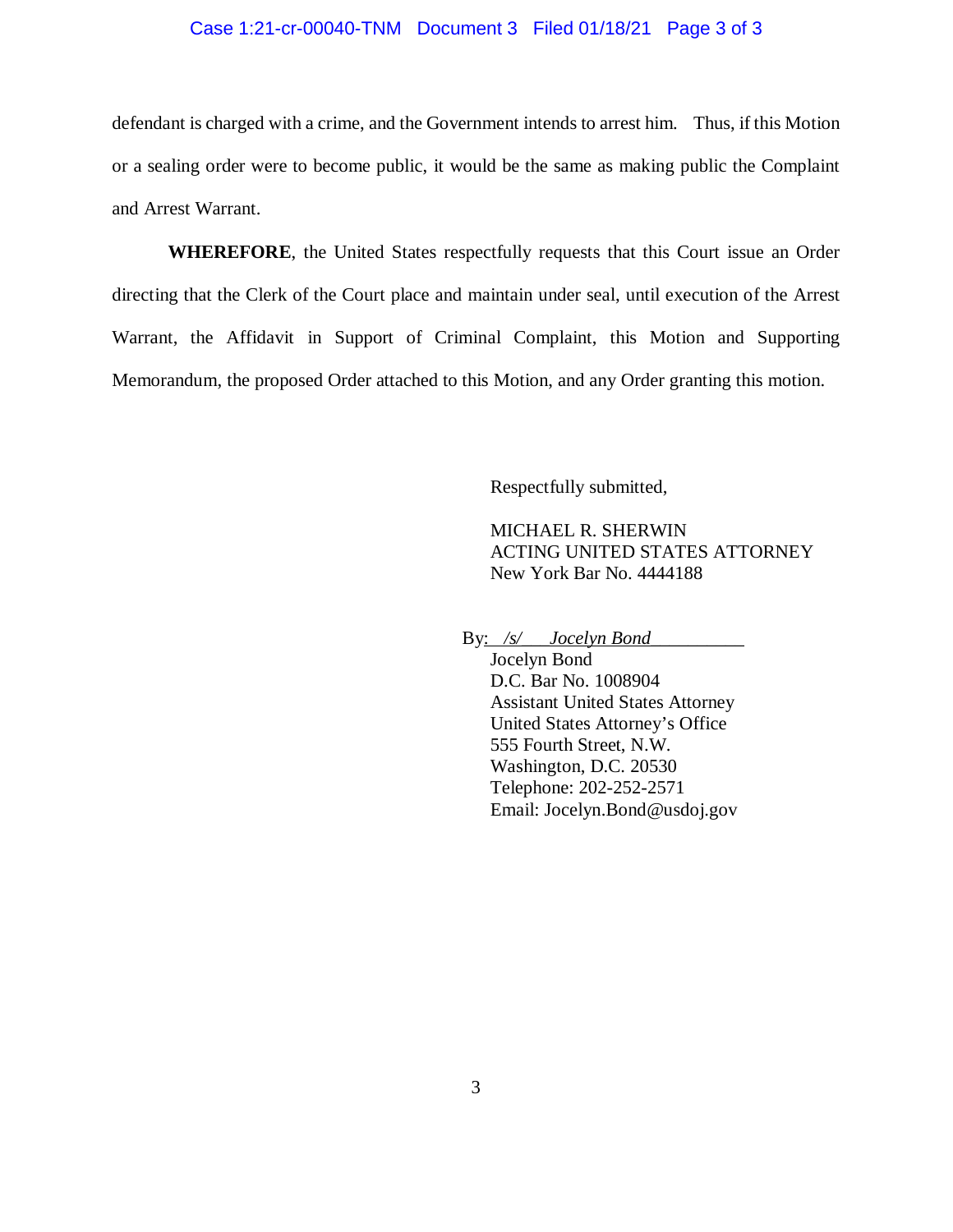defendant is charged with a crime, and the Government intends to arrest him. Thus, if this Motion or a sealing order were to become public, it would be the same as making public the Complaint and Arrest Warrant.

**WHEREFORE**, the United States respectfully requests that this Court issue an Order directing that the Clerk of the Court place and maintain under seal, until execution of the Arrest Warrant, the Affidavit in Support of Criminal Complaint, this Motion and Supporting Memorandum, the proposed Order attached to this Motion, and any Order granting this motion.

Respectfully submitted,

MICHAEL R. SHERWIN
ACTING UNITED STATES ATTORNEY
New York Bar No. 4444188

By: */s/ Jocelyn Bond*
Jocelyn Bond
D.C. Bar No. 1008904
Assistant United States Attorney
United States Attorney's Office
555 Fourth Street, N.W.
Washington, D.C. 20530
Telephone: 202-252-2571
Email: Jocelyn.Bond@usdoj.gov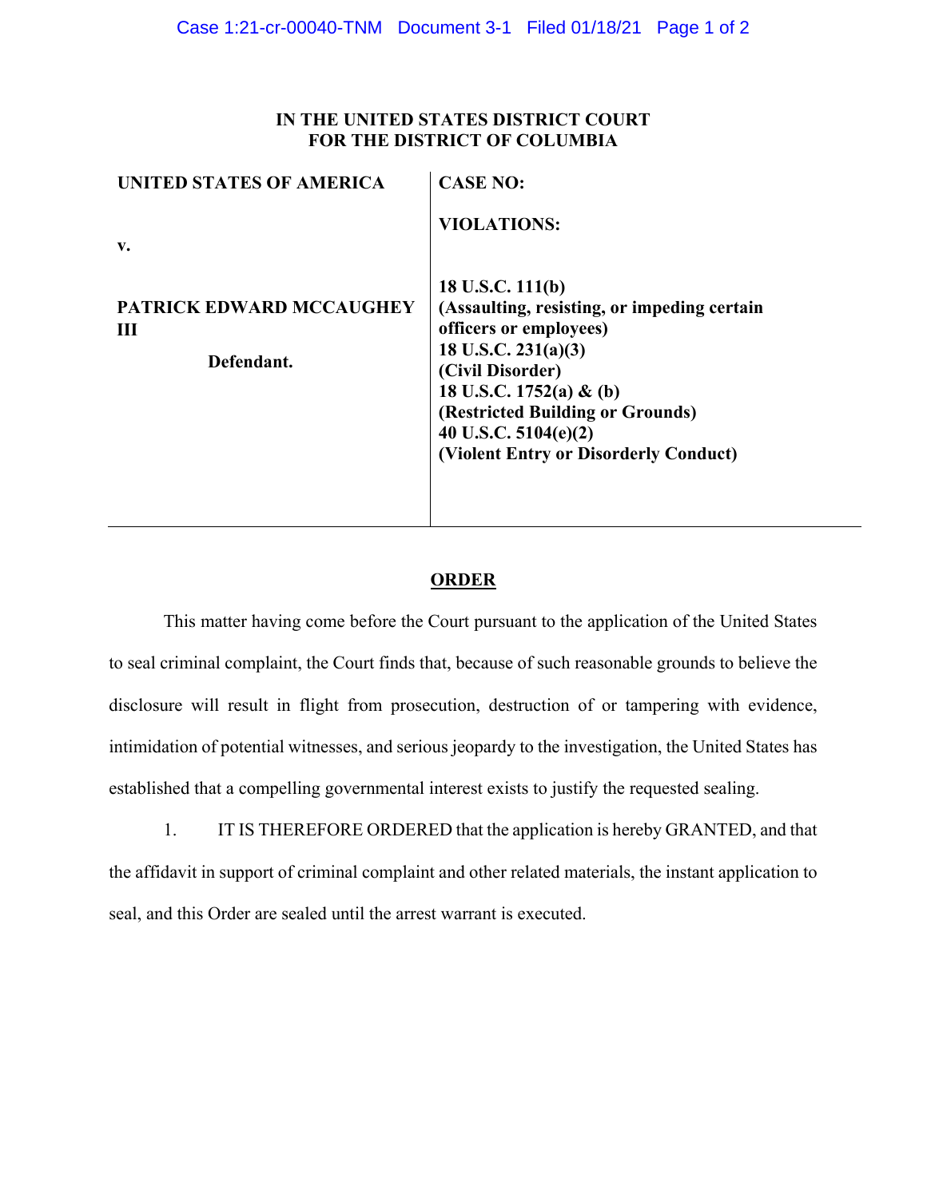**IN THE UNITED STATES DISTRICT COURT**
**FOR THE DISTRICT OF COLUMBIA**

| | |
|---|---|
| **UNITED STATES OF AMERICA** | **CASE NO:** |
| **v.** | **VIOLATIONS:** |
| **PATRICK EDWARD MCCAUGHEY III** | **18 U.S.C. 111(b)** **(Assaulting, resisting, or impeding certain officers or employees)** |
| **Defendant.** | **18 U.S.C. 231(a)(3)** **(Civil Disorder)** |
| | **18 U.S.C. 1752(a) & (b)** **(Restricted Building or Grounds)** |
| | **40 U.S.C. 5104(e)(2)** **(Violent Entry or Disorderly Conduct)** |

## ORDER

This matter having come before the Court pursuant to the application of the United States to seal criminal complaint, the Court finds that, because of such reasonable grounds to believe the disclosure will result in flight from prosecution, destruction of or tampering with evidence, intimidation of potential witnesses, and serious jeopardy to the investigation, the United States has established that a compelling governmental interest exists to justify the requested sealing.

1. IT IS THEREFORE ORDERED that the application is hereby GRANTED, and that the affidavit in support of criminal complaint and other related materials, the instant application to seal, and this Order are sealed until the arrest warrant is executed.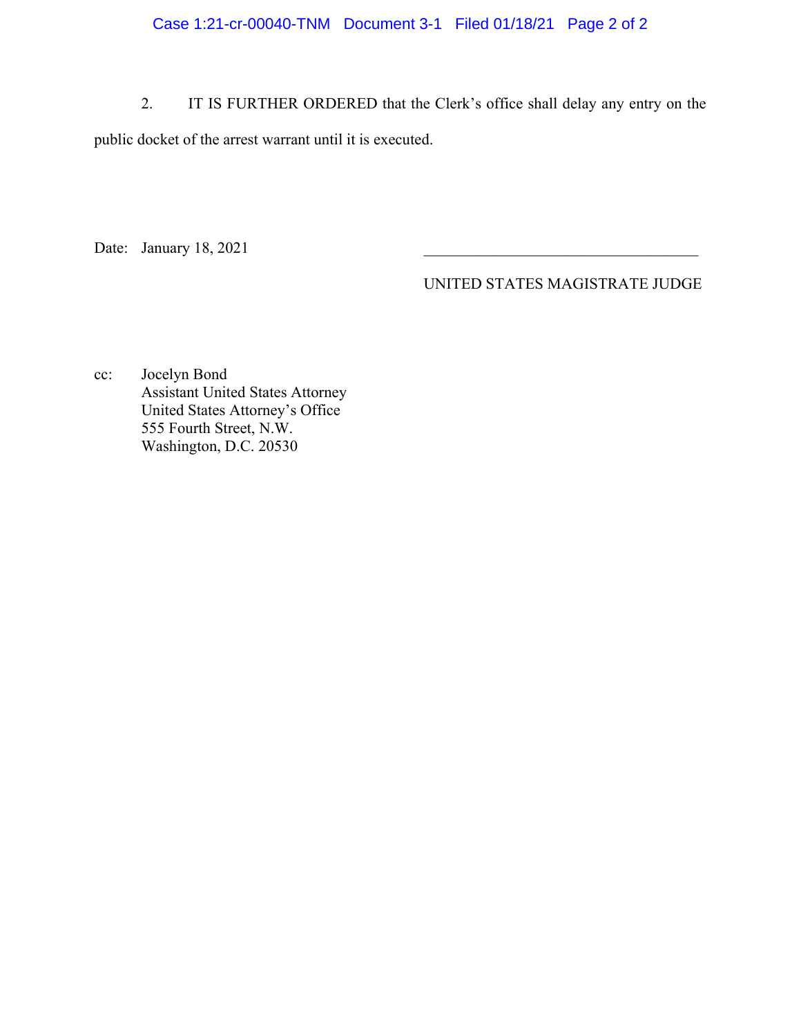2. IT IS FURTHER ORDERED that the Clerk's office shall delay any entry on the public docket of the arrest warrant until it is executed.

Date: January 18, 2021

\_\_\_\_\_\_\_\_\_\_\_\_\_\_\_\_\_\_\_\_\_\_\_\_\_\_\_\_\_\_\_\_\_\_\_

UNITED STATES MAGISTRATE JUDGE

cc: Jocelyn Bond
Assistant United States Attorney
United States Attorney's Office
555 Fourth Street, N.W.
Washington, D.C. 20530